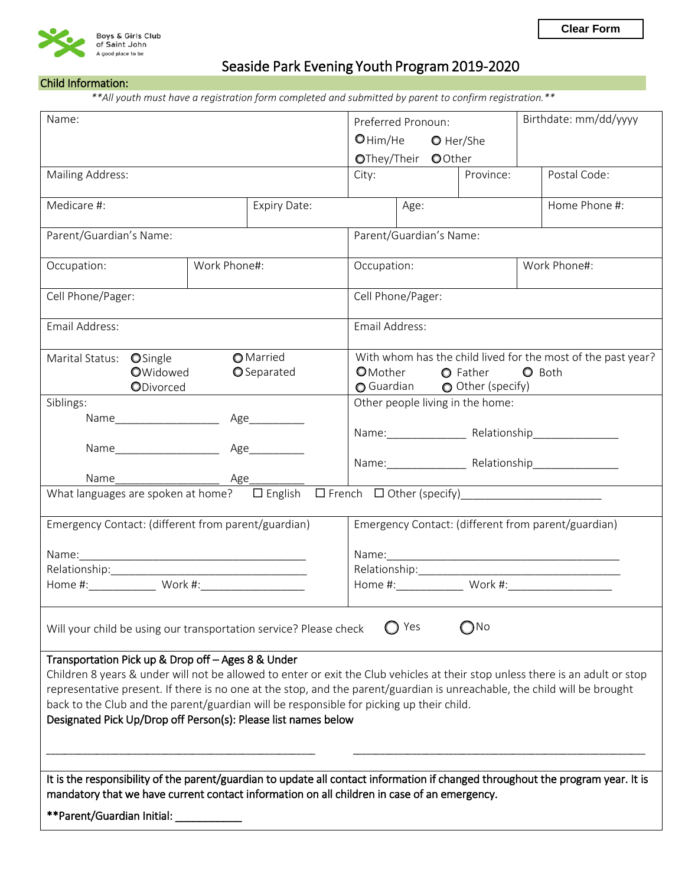Boys & Girls Club of Saint John
A good place to be

Clear Form

# Seaside Park Evening Youth Program 2019-2020

## Child Information:

*\*\*All youth must have a registration form completed and submitted by parent to confirm registration.\*\**

| | | | |
|---|---|---|---|
| Name: | Preferred Pronoun: ○ Him/He ○ Her/She ○ They/Their ○ Other | Birthdate: mm/dd/yyyy | |
| Mailing Address: | City: | Province: | Postal Code: |
| Medicare #: | Expiry Date: | Age: | Home Phone #: |
| Parent/Guardian's Name: | | Parent/Guardian's Name: | |
| Occupation: | Work Phone#: | Occupation: | Work Phone#: |
| Cell Phone/Pager: | | Cell Phone/Pager: | |
| Email Address: | | Email Address: | |
| Marital Status: ○ Single ○ Married ○ Widowed ○ Separated ○ Divorced | | With whom has the child lived for the most of the past year? ○ Mother ○ Father ○ Both ○ Guardian ○ Other (specify) | |

Siblings:

Name__________________ Age__________

Name__________________ Age__________

Name__________________ Age__________

Other people living in the home:

Name:______________ Relationship_______________

Name:______________ Relationship_______________

What languages are spoken at home? ☐ English ☐ French ☐ Other (specify)________________________

Emergency Contact: (different from parent/guardian)

Name:________________________________________
Relationship:__________________________________
Home #:____________ Work #:__________________

Emergency Contact: (different from parent/guardian)

Name:________________________________________
Relationship:__________________________________
Home #:____________ Work #:__________________

Will your child be using our transportation service? Please check ○ Yes ○ No

**Transportation Pick up & Drop off – Ages 8 & Under**

Children 8 years & under will not be allowed to enter or exit the Club vehicles at their stop unless there is an adult or stop representative present. If there is no one at the stop, and the parent/guardian is unreachable, the child will be brought back to the Club and the parent/guardian will be responsible for picking up their child.

**Designated Pick Up/Drop off Person(s): Please list names below**

_______________________________________________ _______________________________________________

**It is the responsibility of the parent/guardian to update all contact information if changed throughout the program year. It is mandatory that we have current contact information on all children in case of an emergency.**

**\*\*Parent/Guardian Initial: ___________**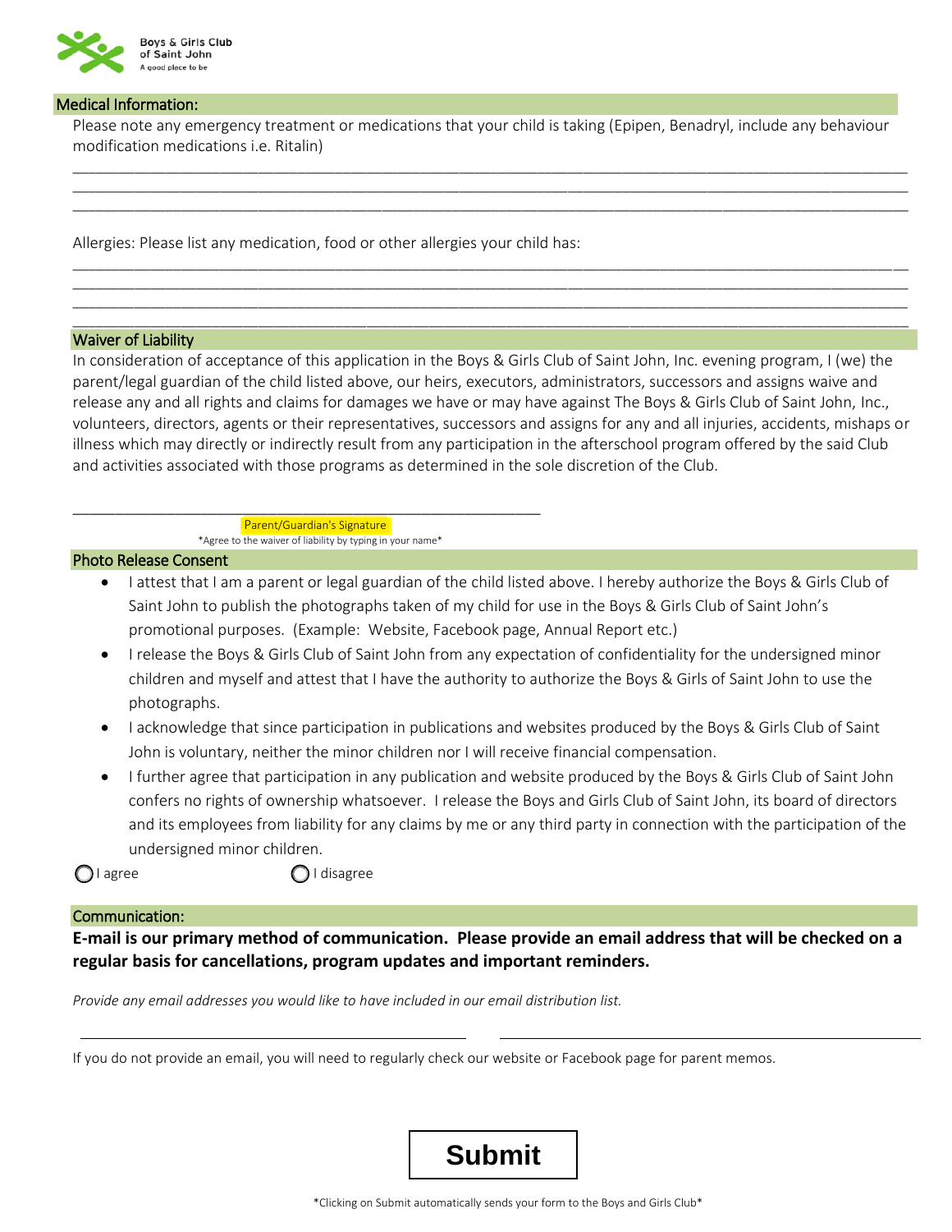Boys & Girls Club of Saint John
A good place to be

## Medical Information:

Please note any emergency treatment or medications that your child is taking (Epipen, Benadryl, include any behaviour modification medications i.e. Ritalin)

______________________________________________________________________________________________

______________________________________________________________________________________________

______________________________________________________________________________________________

Allergies: Please list any medication, food or other allergies your child has:

______________________________________________________________________________________________

______________________________________________________________________________________________

______________________________________________________________________________________________

______________________________________________________________________________________________

## Waiver of Liability

In consideration of acceptance of this application in the Boys & Girls Club of Saint John, Inc. evening program, I (we) the parent/legal guardian of the child listed above, our heirs, executors, administrators, successors and assigns waive and release any and all rights and claims for damages we have or may have against The Boys & Girls Club of Saint John, Inc., volunteers, directors, agents or their representatives, successors and assigns for any and all injuries, accidents, mishaps or illness which may directly or indirectly result from any participation in the afterschool program offered by the said Club and activities associated with those programs as determined in the sole discretion of the Club.

____________________________________________________

Parent/Guardian's Signature

*Agree to the waiver of liability by typing in your name*

## Photo Release Consent

- I attest that I am a parent or legal guardian of the child listed above. I hereby authorize the Boys & Girls Club of Saint John to publish the photographs taken of my child for use in the Boys & Girls Club of Saint John's promotional purposes. (Example: Website, Facebook page, Annual Report etc.)
- I release the Boys & Girls Club of Saint John from any expectation of confidentiality for the undersigned minor children and myself and attest that I have the authority to authorize the Boys & Girls of Saint John to use the photographs.
- I acknowledge that since participation in publications and websites produced by the Boys & Girls Club of Saint John is voluntary, neither the minor children nor I will receive financial compensation.
- I further agree that participation in any publication and website produced by the Boys & Girls Club of Saint John confers no rights of ownership whatsoever. I release the Boys and Girls Club of Saint John, its board of directors and its employees from liability for any claims by me or any third party in connection with the participation of the undersigned minor children.

◯ I agree ◯ I disagree

## Communication:

**E-mail is our primary method of communication. Please provide an email address that will be checked on a regular basis for cancellations, program updates and important reminders.**

*Provide any email addresses you would like to have included in our email distribution list.*

______________________________ ______________________________

If you do not provide an email, you will need to regularly check our website or Facebook page for parent memos.

**Submit**

*Clicking on Submit automatically sends your form to the Boys and Girls Club*